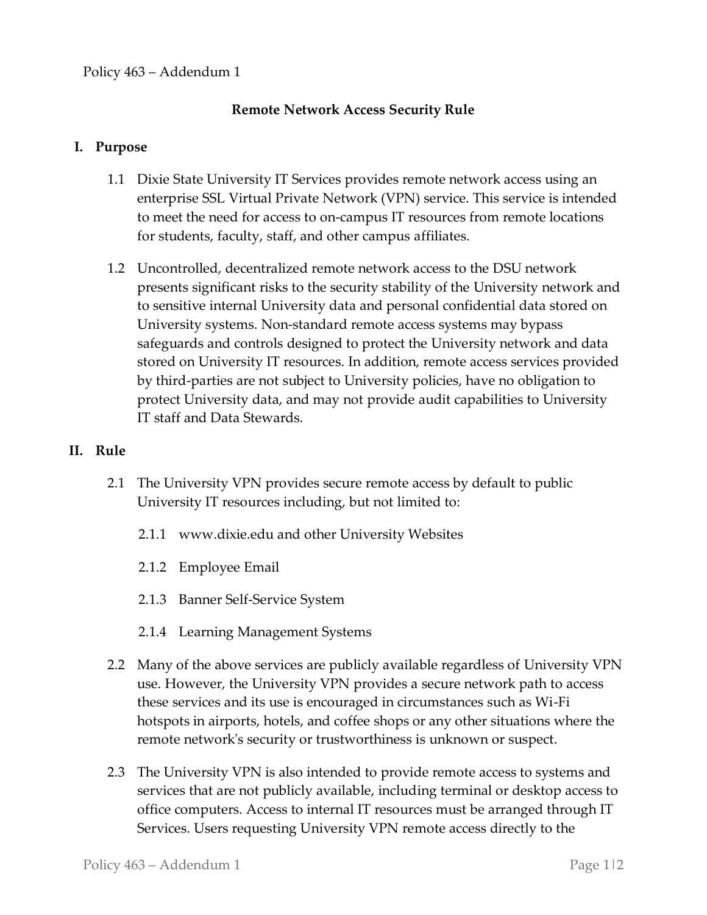Policy 463 – Addendum 1

## Remote Network Access Security Rule

### I. Purpose

1.1 Dixie State University IT Services provides remote network access using an enterprise SSL Virtual Private Network (VPN) service. This service is intended to meet the need for access to on-campus IT resources from remote locations for students, faculty, staff, and other campus affiliates.

1.2 Uncontrolled, decentralized remote network access to the DSU network presents significant risks to the security stability of the University network and to sensitive internal University data and personal confidential data stored on University systems. Non-standard remote access systems may bypass safeguards and controls designed to protect the University network and data stored on University IT resources. In addition, remote access services provided by third-parties are not subject to University policies, have no obligation to protect University data, and may not provide audit capabilities to University IT staff and Data Stewards.

### II. Rule

2.1 The University VPN provides secure remote access by default to public University IT resources including, but not limited to:

2.1.1 www.dixie.edu and other University Websites

2.1.2 Employee Email

2.1.3 Banner Self-Service System

2.1.4 Learning Management Systems

2.2 Many of the above services are publicly available regardless of University VPN use. However, the University VPN provides a secure network path to access these services and its use is encouraged in circumstances such as Wi-Fi hotspots in airports, hotels, and coffee shops or any other situations where the remote network's security or trustworthiness is unknown or suspect.

2.3 The University VPN is also intended to provide remote access to systems and services that are not publicly available, including terminal or desktop access to office computers. Access to internal IT resources must be arranged through IT Services. Users requesting University VPN remote access directly to the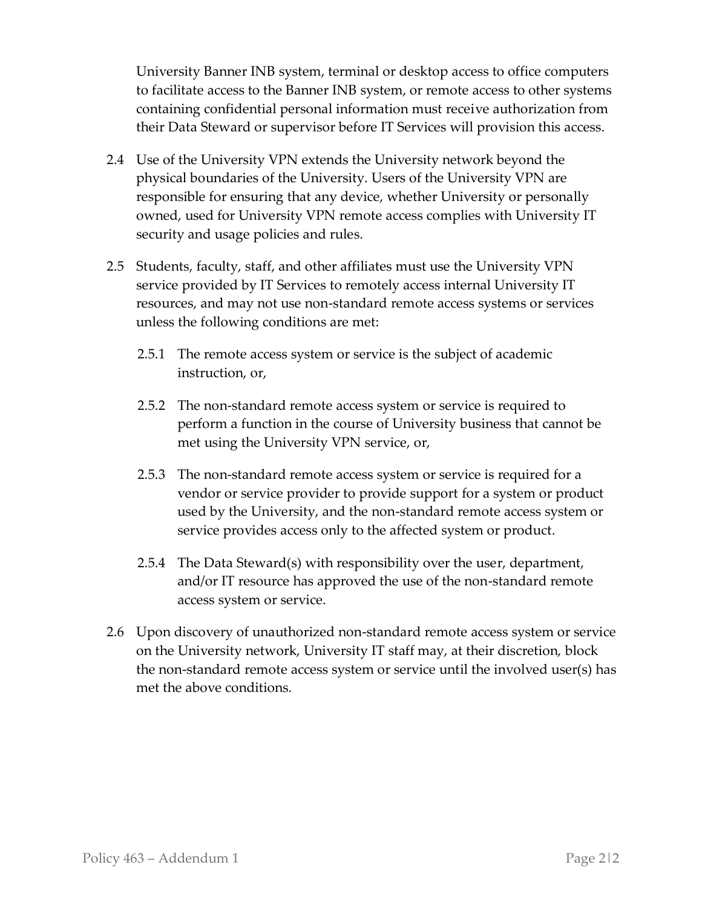University Banner INB system, terminal or desktop access to office computers to facilitate access to the Banner INB system, or remote access to other systems containing confidential personal information must receive authorization from their Data Steward or supervisor before IT Services will provision this access.

2.4 Use of the University VPN extends the University network beyond the physical boundaries of the University. Users of the University VPN are responsible for ensuring that any device, whether University or personally owned, used for University VPN remote access complies with University IT security and usage policies and rules.

2.5 Students, faculty, staff, and other affiliates must use the University VPN service provided by IT Services to remotely access internal University IT resources, and may not use non-standard remote access systems or services unless the following conditions are met:

2.5.1 The remote access system or service is the subject of academic instruction, or,

2.5.2 The non-standard remote access system or service is required to perform a function in the course of University business that cannot be met using the University VPN service, or,

2.5.3 The non-standard remote access system or service is required for a vendor or service provider to provide support for a system or product used by the University, and the non-standard remote access system or service provides access only to the affected system or product.

2.5.4 The Data Steward(s) with responsibility over the user, department, and/or IT resource has approved the use of the non-standard remote access system or service.

2.6 Upon discovery of unauthorized non-standard remote access system or service on the University network, University IT staff may, at their discretion, block the non-standard remote access system or service until the involved user(s) has met the above conditions.